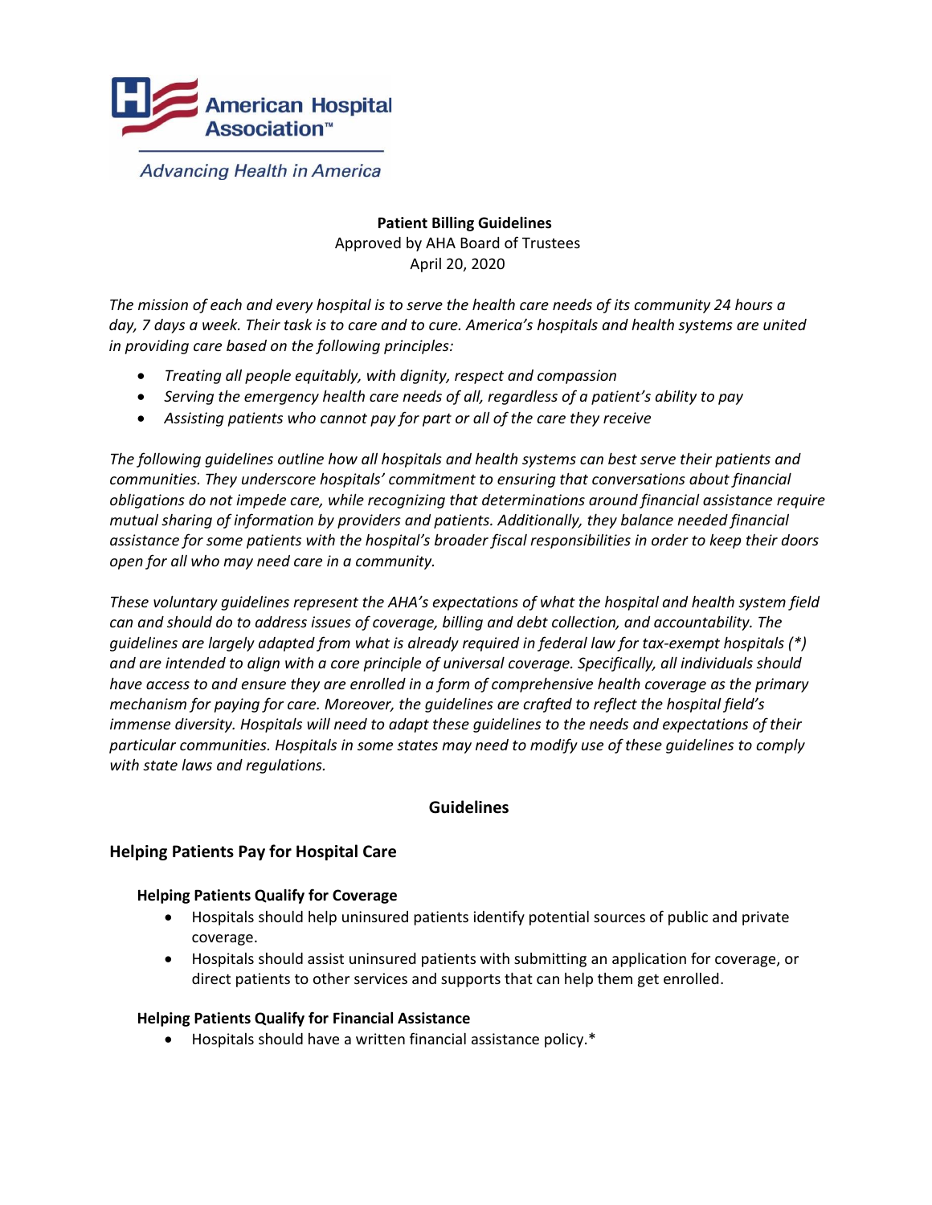American Hospital Association™

*Advancing Health in America*

**Patient Billing Guidelines**
Approved by AHA Board of Trustees
April 20, 2020

*The mission of each and every hospital is to serve the health care needs of its community 24 hours a day, 7 days a week. Their task is to care and to cure. America's hospitals and health systems are united in providing care based on the following principles:*

- *Treating all people equitably, with dignity, respect and compassion*
- *Serving the emergency health care needs of all, regardless of a patient's ability to pay*
- *Assisting patients who cannot pay for part or all of the care they receive*

*The following guidelines outline how all hospitals and health systems can best serve their patients and communities. They underscore hospitals' commitment to ensuring that conversations about financial obligations do not impede care, while recognizing that determinations around financial assistance require mutual sharing of information by providers and patients. Additionally, they balance needed financial assistance for some patients with the hospital's broader fiscal responsibilities in order to keep their doors open for all who may need care in a community.*

*These voluntary guidelines represent the AHA's expectations of what the hospital and health system field can and should do to address issues of coverage, billing and debt collection, and accountability. The guidelines are largely adapted from what is already required in federal law for tax-exempt hospitals (*) and are intended to align with a core principle of universal coverage. Specifically, all individuals should have access to and ensure they are enrolled in a form of comprehensive health coverage as the primary mechanism for paying for care. Moreover, the guidelines are crafted to reflect the hospital field's immense diversity. Hospitals will need to adapt these guidelines to the needs and expectations of their particular communities. Hospitals in some states may need to modify use of these guidelines to comply with state laws and regulations.*

## Guidelines

### Helping Patients Pay for Hospital Care

#### Helping Patients Qualify for Coverage

- Hospitals should help uninsured patients identify potential sources of public and private coverage.
- Hospitals should assist uninsured patients with submitting an application for coverage, or direct patients to other services and supports that can help them get enrolled.

#### Helping Patients Qualify for Financial Assistance

- Hospitals should have a written financial assistance policy.*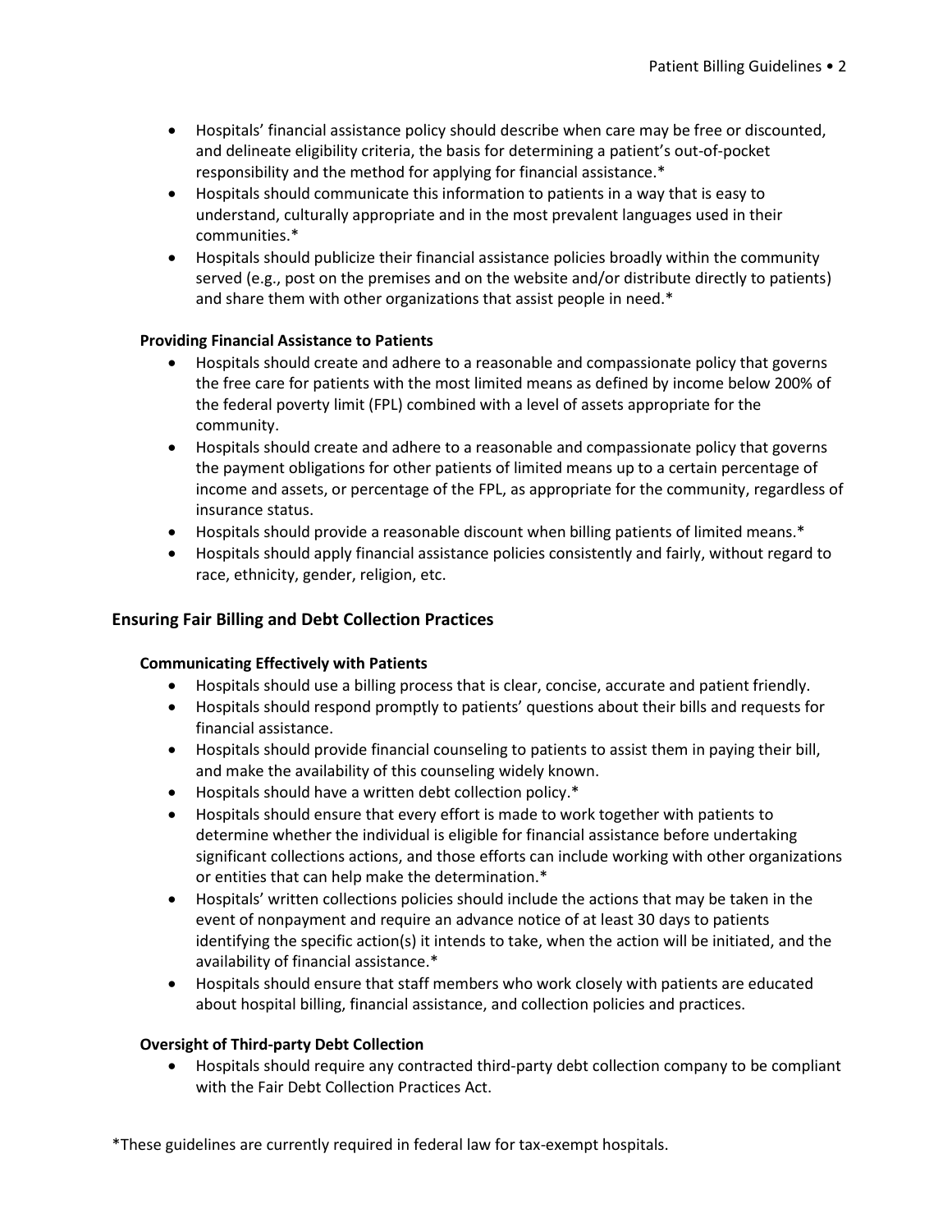- Hospitals' financial assistance policy should describe when care may be free or discounted, and delineate eligibility criteria, the basis for determining a patient's out-of-pocket responsibility and the method for applying for financial assistance.*
- Hospitals should communicate this information to patients in a way that is easy to understand, culturally appropriate and in the most prevalent languages used in their communities.*
- Hospitals should publicize their financial assistance policies broadly within the community served (e.g., post on the premises and on the website and/or distribute directly to patients) and share them with other organizations that assist people in need.*

#### Providing Financial Assistance to Patients

- Hospitals should create and adhere to a reasonable and compassionate policy that governs the free care for patients with the most limited means as defined by income below 200% of the federal poverty limit (FPL) combined with a level of assets appropriate for the community.
- Hospitals should create and adhere to a reasonable and compassionate policy that governs the payment obligations for other patients of limited means up to a certain percentage of income and assets, or percentage of the FPL, as appropriate for the community, regardless of insurance status.
- Hospitals should provide a reasonable discount when billing patients of limited means.*
- Hospitals should apply financial assistance policies consistently and fairly, without regard to race, ethnicity, gender, religion, etc.

### Ensuring Fair Billing and Debt Collection Practices

#### Communicating Effectively with Patients

- Hospitals should use a billing process that is clear, concise, accurate and patient friendly.
- Hospitals should respond promptly to patients' questions about their bills and requests for financial assistance.
- Hospitals should provide financial counseling to patients to assist them in paying their bill, and make the availability of this counseling widely known.
- Hospitals should have a written debt collection policy.*
- Hospitals should ensure that every effort is made to work together with patients to determine whether the individual is eligible for financial assistance before undertaking significant collections actions, and those efforts can include working with other organizations or entities that can help make the determination.*
- Hospitals' written collections policies should include the actions that may be taken in the event of nonpayment and require an advance notice of at least 30 days to patients identifying the specific action(s) it intends to take, when the action will be initiated, and the availability of financial assistance.*
- Hospitals should ensure that staff members who work closely with patients are educated about hospital billing, financial assistance, and collection policies and practices.

#### Oversight of Third-party Debt Collection

- Hospitals should require any contracted third-party debt collection company to be compliant with the Fair Debt Collection Practices Act.

*These guidelines are currently required in federal law for tax-exempt hospitals.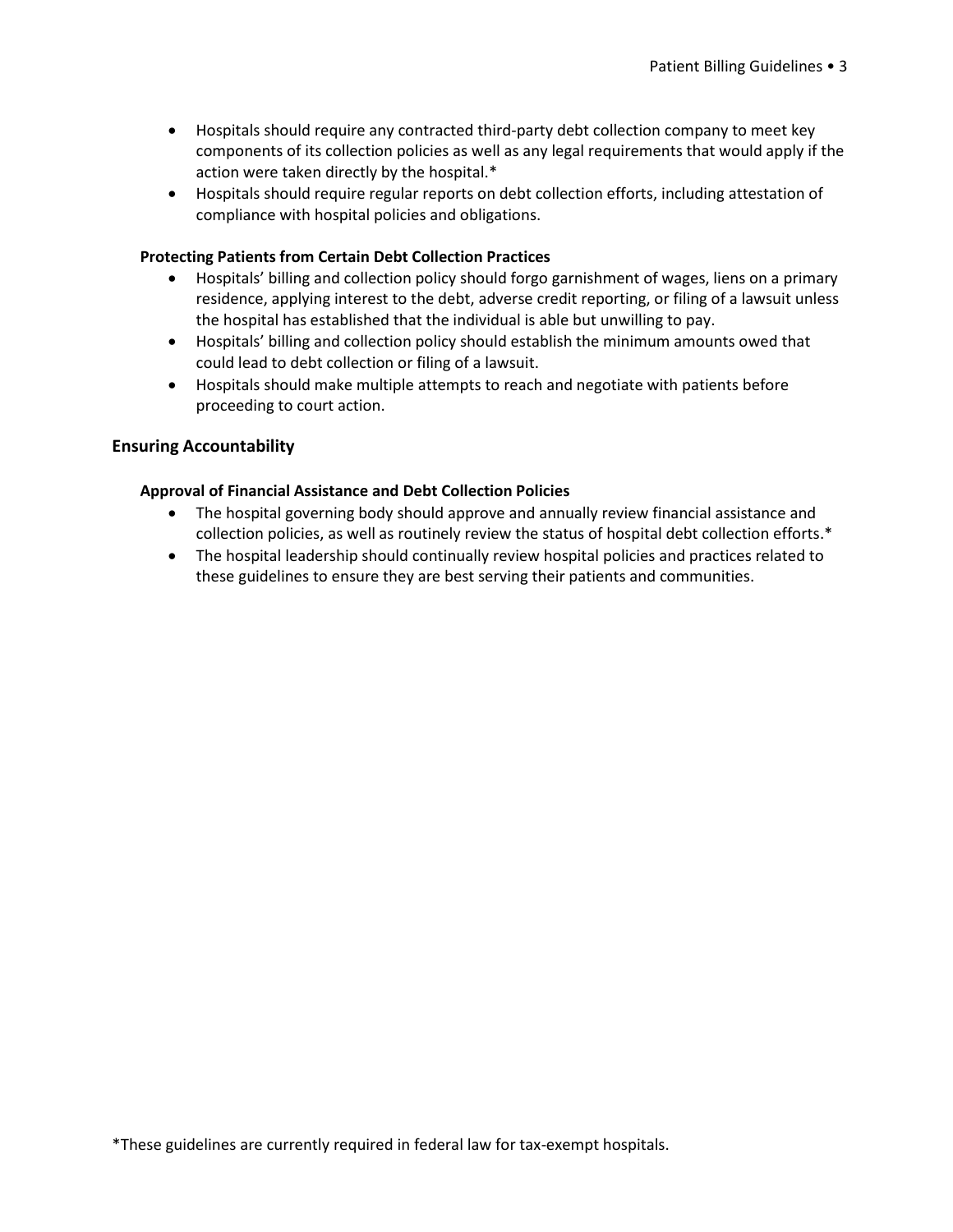- Hospitals should require any contracted third-party debt collection company to meet key components of its collection policies as well as any legal requirements that would apply if the action were taken directly by the hospital.*
- Hospitals should require regular reports on debt collection efforts, including attestation of compliance with hospital policies and obligations.

### Protecting Patients from Certain Debt Collection Practices

- Hospitals' billing and collection policy should forgo garnishment of wages, liens on a primary residence, applying interest to the debt, adverse credit reporting, or filing of a lawsuit unless the hospital has established that the individual is able but unwilling to pay.
- Hospitals' billing and collection policy should establish the minimum amounts owed that could lead to debt collection or filing of a lawsuit.
- Hospitals should make multiple attempts to reach and negotiate with patients before proceeding to court action.

## Ensuring Accountability

### Approval of Financial Assistance and Debt Collection Policies

- The hospital governing body should approve and annually review financial assistance and collection policies, as well as routinely review the status of hospital debt collection efforts.*
- The hospital leadership should continually review hospital policies and practices related to these guidelines to ensure they are best serving their patients and communities.

*These guidelines are currently required in federal law for tax-exempt hospitals.